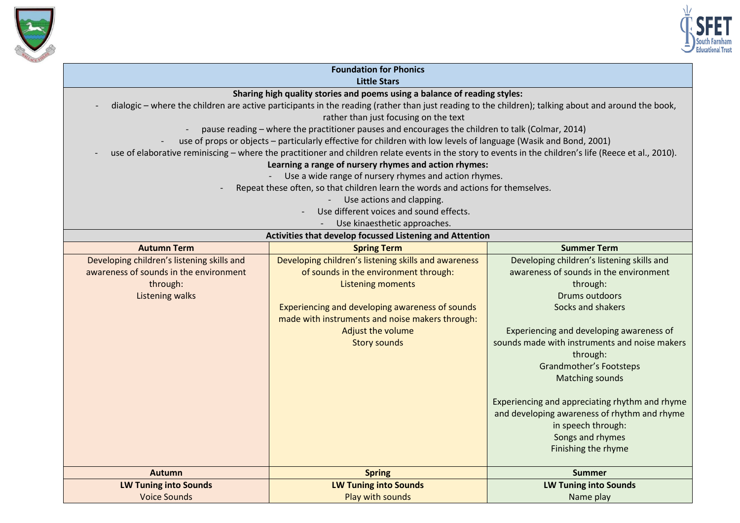# Foundation for Phonics
## Little Stars

**Sharing high quality stories and poems using a balance of reading styles:**

- dialogic – where the children are active participants in the reading (rather than just reading to the children); talking about and around the book, rather than just focusing on the text
- pause reading – where the practitioner pauses and encourages the children to talk (Colmar, 2014)
- use of props or objects – particularly effective for children with low levels of language (Wasik and Bond, 2001)
- use of elaborative reminiscing – where the practitioner and children relate events in the story to events in the children's life (Reece et al., 2010).

**Learning a range of nursery rhymes and action rhymes:**

- Use a wide range of nursery rhymes and action rhymes.
- Repeat these often, so that children learn the words and actions for themselves.
- Use actions and clapping.
- Use different voices and sound effects.
- Use kinaesthetic approaches.

**Activities that develop focussed Listening and Attention**

| Autumn Term | Spring Term | Summer Term |
| --- | --- | --- |
| Developing children's listening skills and awareness of sounds in the environment through:<br>Listening walks | Developing children's listening skills and awareness of sounds in the environment through:<br>Listening moments<br><br>Experiencing and developing awareness of sounds made with instruments and noise makers through:<br>Adjust the volume<br>Story sounds | Developing children's listening skills and awareness of sounds in the environment through:<br>Drums outdoors<br>Socks and shakers<br><br>Experiencing and developing awareness of sounds made with instruments and noise makers through:<br>Grandmother's Footsteps<br>Matching sounds<br><br>Experiencing and appreciating rhythm and rhyme and developing awareness of rhythm and rhyme in speech through:<br>Songs and rhymes<br>Finishing the rhyme |
| **Autumn** | **Spring** | **Summer** |
| **LW Tuning into Sounds**<br>Voice Sounds | **LW Tuning into Sounds**<br>Play with sounds | **LW Tuning into Sounds**<br>Name play |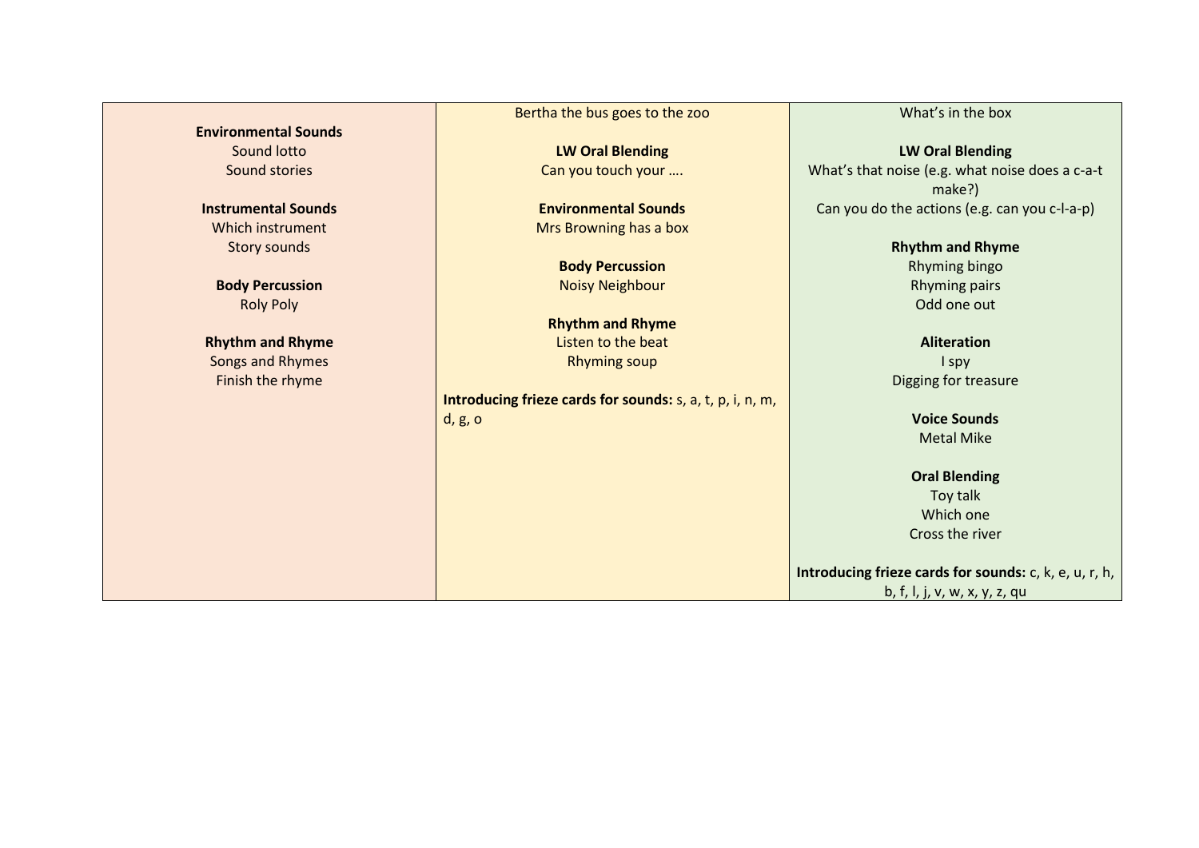| | | |
|---|---|---|
| **Environmental Sounds**<br>Sound lotto<br>Sound stories<br><br>**Instrumental Sounds**<br>Which instrument<br>Story sounds<br><br>**Body Percussion**<br>Roly Poly<br><br>**Rhythm and Rhyme**<br>Songs and Rhymes<br>Finish the rhyme | Bertha the bus goes to the zoo<br><br>**LW Oral Blending**<br>Can you touch your ….<br><br>**Environmental Sounds**<br>Mrs Browning has a box<br><br>**Body Percussion**<br>Noisy Neighbour<br><br>**Rhythm and Rhyme**<br>Listen to the beat<br>Rhyming soup<br><br>**Introducing frieze cards for sounds:** s, a, t, p, i, n, m, d, g, o | What's in the box<br><br>**LW Oral Blending**<br>What's that noise (e.g. what noise does a c-a-t make?)<br>Can you do the actions (e.g. can you c-l-a-p)<br><br>**Rhythm and Rhyme**<br>Rhyming bingo<br>Rhyming pairs<br>Odd one out<br><br>**Aliteration**<br>I spy<br>Digging for treasure<br><br>**Voice Sounds**<br>Metal Mike<br><br>**Oral Blending**<br>Toy talk<br>Which one<br>Cross the river<br><br>**Introducing frieze cards for sounds:** c, k, e, u, r, h, b, f, l, j, v, w, x, y, z, qu |